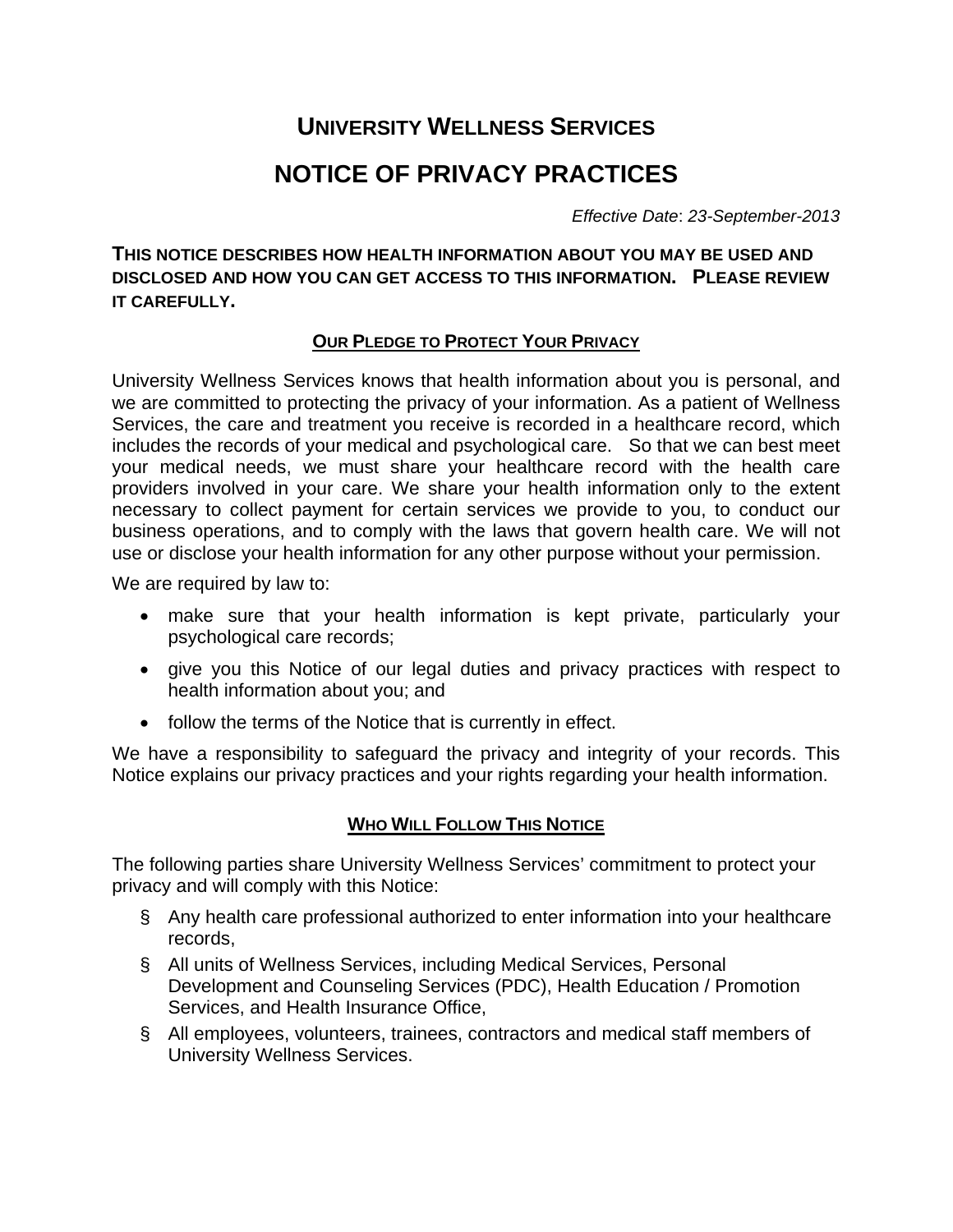# UNIVERSITY WELLNESS SERVICES

# NOTICE OF PRIVACY PRACTICES

*Effective Date*: *23-September-2013*

**THIS NOTICE DESCRIBES HOW HEALTH INFORMATION ABOUT YOU MAY BE USED AND DISCLOSED AND HOW YOU CAN GET ACCESS TO THIS INFORMATION. PLEASE REVIEW IT CAREFULLY.**

## OUR PLEDGE TO PROTECT YOUR PRIVACY

University Wellness Services knows that health information about you is personal, and we are committed to protecting the privacy of your information. As a patient of Wellness Services, the care and treatment you receive is recorded in a healthcare record, which includes the records of your medical and psychological care. So that we can best meet your medical needs, we must share your healthcare record with the health care providers involved in your care. We share your health information only to the extent necessary to collect payment for certain services we provide to you, to conduct our business operations, and to comply with the laws that govern health care. We will not use or disclose your health information for any other purpose without your permission.

We are required by law to:

- make sure that your health information is kept private, particularly your psychological care records;
- give you this Notice of our legal duties and privacy practices with respect to health information about you; and
- follow the terms of the Notice that is currently in effect.

We have a responsibility to safeguard the privacy and integrity of your records. This Notice explains our privacy practices and your rights regarding your health information.

## WHO WILL FOLLOW THIS NOTICE

The following parties share University Wellness Services' commitment to protect your privacy and will comply with this Notice:

- Any health care professional authorized to enter information into your healthcare records,
- All units of Wellness Services, including Medical Services, Personal Development and Counseling Services (PDC), Health Education / Promotion Services, and Health Insurance Office,
- All employees, volunteers, trainees, contractors and medical staff members of University Wellness Services.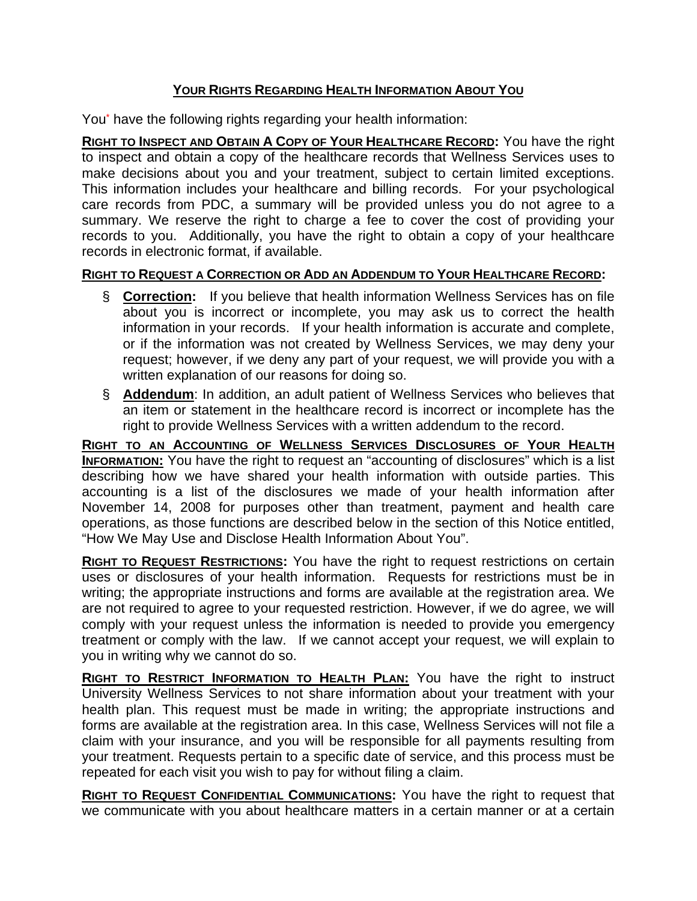## YOUR RIGHTS REGARDING HEALTH INFORMATION ABOUT YOU

You* have the following rights regarding your health information:

**RIGHT TO INSPECT AND OBTAIN A COPY OF YOUR HEALTHCARE RECORD:** You have the right to inspect and obtain a copy of the healthcare records that Wellness Services uses to make decisions about you and your treatment, subject to certain limited exceptions. This information includes your healthcare and billing records. For your psychological care records from PDC, a summary will be provided unless you do not agree to a summary. We reserve the right to charge a fee to cover the cost of providing your records to you. Additionally, you have the right to obtain a copy of your healthcare records in electronic format, if available.

**RIGHT TO REQUEST A CORRECTION OR ADD AN ADDENDUM TO YOUR HEALTHCARE RECORD:**

- **Correction:** If you believe that health information Wellness Services has on file about you is incorrect or incomplete, you may ask us to correct the health information in your records. If your health information is accurate and complete, or if the information was not created by Wellness Services, we may deny your request; however, if we deny any part of your request, we will provide you with a written explanation of our reasons for doing so.
- **Addendum**: In addition, an adult patient of Wellness Services who believes that an item or statement in the healthcare record is incorrect or incomplete has the right to provide Wellness Services with a written addendum to the record.

**RIGHT TO AN ACCOUNTING OF WELLNESS SERVICES DISCLOSURES OF YOUR HEALTH INFORMATION:** You have the right to request an "accounting of disclosures" which is a list describing how we have shared your health information with outside parties. This accounting is a list of the disclosures we made of your health information after November 14, 2008 for purposes other than treatment, payment and health care operations, as those functions are described below in the section of this Notice entitled, "How We May Use and Disclose Health Information About You".

**RIGHT TO REQUEST RESTRICTIONS:** You have the right to request restrictions on certain uses or disclosures of your health information. Requests for restrictions must be in writing; the appropriate instructions and forms are available at the registration area. We are not required to agree to your requested restriction. However, if we do agree, we will comply with your request unless the information is needed to provide you emergency treatment or comply with the law. If we cannot accept your request, we will explain to you in writing why we cannot do so.

**RIGHT TO RESTRICT INFORMATION TO HEALTH PLAN:** You have the right to instruct University Wellness Services to not share information about your treatment with your health plan. This request must be made in writing; the appropriate instructions and forms are available at the registration area. In this case, Wellness Services will not file a claim with your insurance, and you will be responsible for all payments resulting from your treatment. Requests pertain to a specific date of service, and this process must be repeated for each visit you wish to pay for without filing a claim.

**RIGHT TO REQUEST CONFIDENTIAL COMMUNICATIONS:** You have the right to request that we communicate with you about healthcare matters in a certain manner or at a certain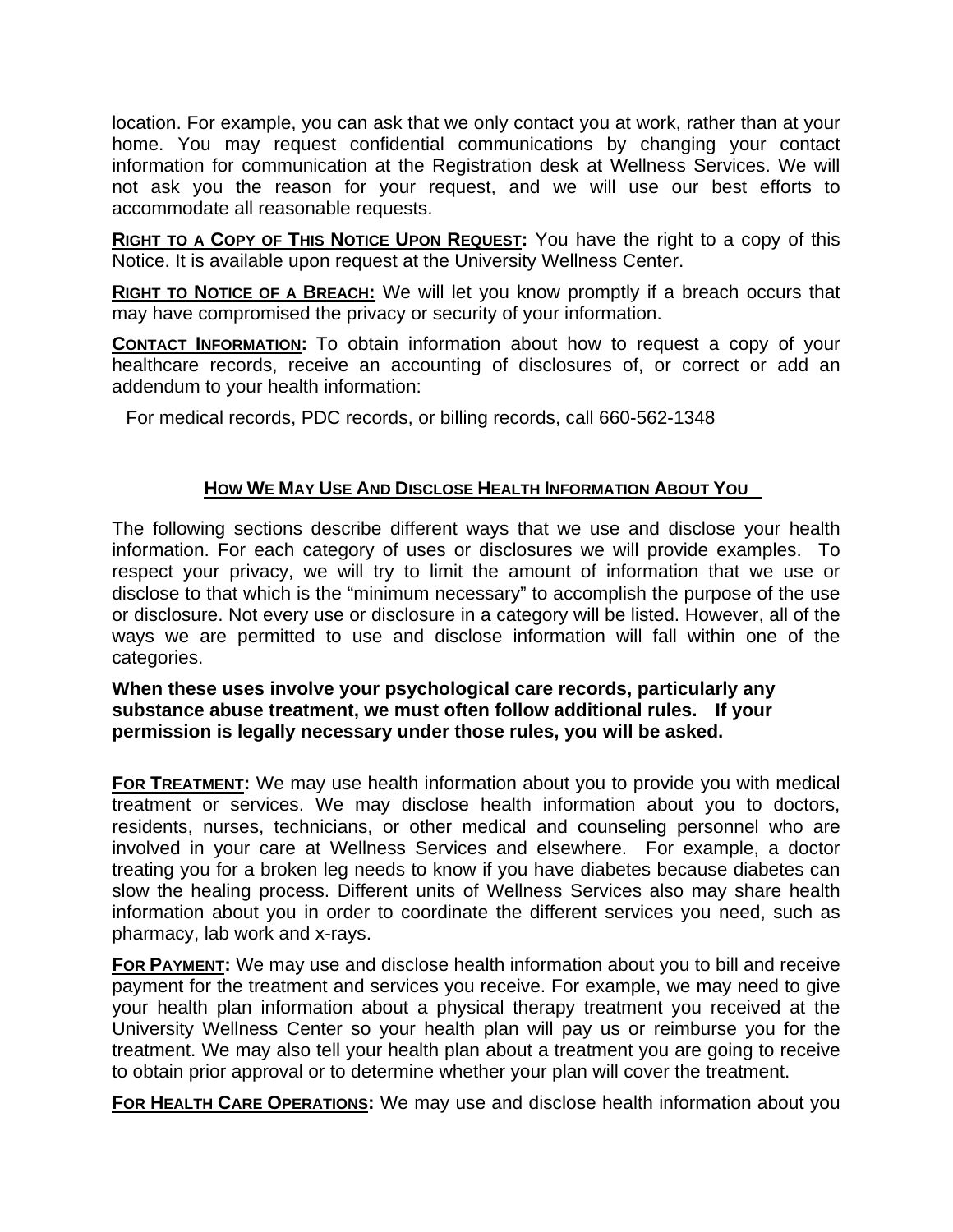location. For example, you can ask that we only contact you at work, rather than at your home. You may request confidential communications by changing your contact information for communication at the Registration desk at Wellness Services. We will not ask you the reason for your request, and we will use our best efforts to accommodate all reasonable requests.

**RIGHT TO A COPY OF THIS NOTICE UPON REQUEST:** You have the right to a copy of this Notice. It is available upon request at the University Wellness Center.

**RIGHT TO NOTICE OF A BREACH:** We will let you know promptly if a breach occurs that may have compromised the privacy or security of your information.

**CONTACT INFORMATION:** To obtain information about how to request a copy of your healthcare records, receive an accounting of disclosures of, or correct or add an addendum to your health information:

For medical records, PDC records, or billing records, call 660-562-1348

## HOW WE MAY USE AND DISCLOSE HEALTH INFORMATION ABOUT YOU

The following sections describe different ways that we use and disclose your health information. For each category of uses or disclosures we will provide examples. To respect your privacy, we will try to limit the amount of information that we use or disclose to that which is the "minimum necessary" to accomplish the purpose of the use or disclosure. Not every use or disclosure in a category will be listed. However, all of the ways we are permitted to use and disclose information will fall within one of the categories.

**When these uses involve your psychological care records, particularly any substance abuse treatment, we must often follow additional rules. If your permission is legally necessary under those rules, you will be asked.**

**FOR TREATMENT:** We may use health information about you to provide you with medical treatment or services. We may disclose health information about you to doctors, residents, nurses, technicians, or other medical and counseling personnel who are involved in your care at Wellness Services and elsewhere. For example, a doctor treating you for a broken leg needs to know if you have diabetes because diabetes can slow the healing process. Different units of Wellness Services also may share health information about you in order to coordinate the different services you need, such as pharmacy, lab work and x-rays.

**FOR PAYMENT:** We may use and disclose health information about you to bill and receive payment for the treatment and services you receive. For example, we may need to give your health plan information about a physical therapy treatment you received at the University Wellness Center so your health plan will pay us or reimburse you for the treatment. We may also tell your health plan about a treatment you are going to receive to obtain prior approval or to determine whether your plan will cover the treatment.

**FOR HEALTH CARE OPERATIONS:** We may use and disclose health information about you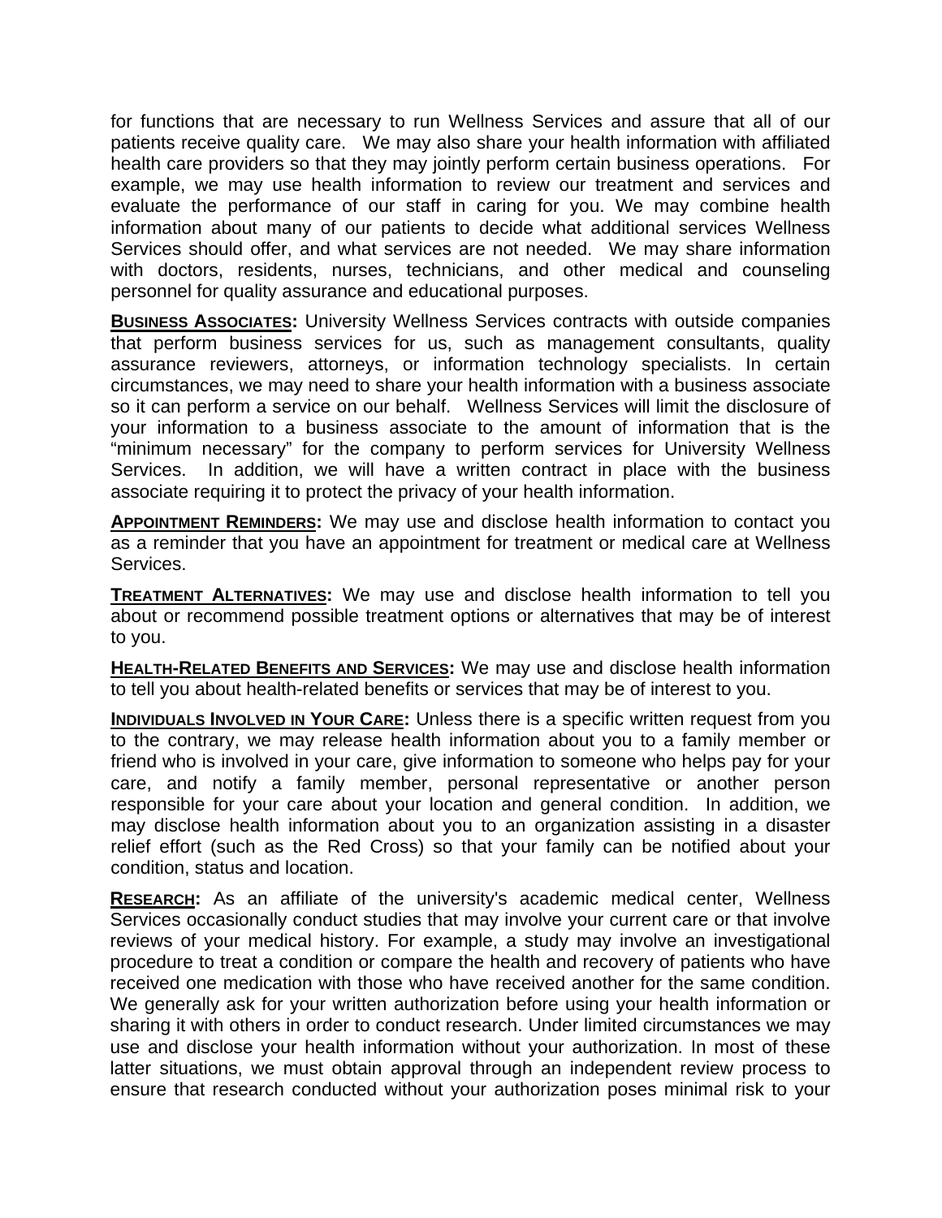for functions that are necessary to run Wellness Services and assure that all of our patients receive quality care. We may also share your health information with affiliated health care providers so that they may jointly perform certain business operations. For example, we may use health information to review our treatment and services and evaluate the performance of our staff in caring for you. We may combine health information about many of our patients to decide what additional services Wellness Services should offer, and what services are not needed. We may share information with doctors, residents, nurses, technicians, and other medical and counseling personnel for quality assurance and educational purposes.

**BUSINESS ASSOCIATES:** University Wellness Services contracts with outside companies that perform business services for us, such as management consultants, quality assurance reviewers, attorneys, or information technology specialists. In certain circumstances, we may need to share your health information with a business associate so it can perform a service on our behalf. Wellness Services will limit the disclosure of your information to a business associate to the amount of information that is the "minimum necessary" for the company to perform services for University Wellness Services. In addition, we will have a written contract in place with the business associate requiring it to protect the privacy of your health information.

**APPOINTMENT REMINDERS:** We may use and disclose health information to contact you as a reminder that you have an appointment for treatment or medical care at Wellness Services.

**TREATMENT ALTERNATIVES:** We may use and disclose health information to tell you about or recommend possible treatment options or alternatives that may be of interest to you.

**HEALTH-RELATED BENEFITS AND SERVICES:** We may use and disclose health information to tell you about health-related benefits or services that may be of interest to you.

**INDIVIDUALS INVOLVED IN YOUR CARE:** Unless there is a specific written request from you to the contrary, we may release health information about you to a family member or friend who is involved in your care, give information to someone who helps pay for your care, and notify a family member, personal representative or another person responsible for your care about your location and general condition. In addition, we may disclose health information about you to an organization assisting in a disaster relief effort (such as the Red Cross) so that your family can be notified about your condition, status and location.

**RESEARCH:** As an affiliate of the university's academic medical center, Wellness Services occasionally conduct studies that may involve your current care or that involve reviews of your medical history. For example, a study may involve an investigational procedure to treat a condition or compare the health and recovery of patients who have received one medication with those who have received another for the same condition. We generally ask for your written authorization before using your health information or sharing it with others in order to conduct research. Under limited circumstances we may use and disclose your health information without your authorization. In most of these latter situations, we must obtain approval through an independent review process to ensure that research conducted without your authorization poses minimal risk to your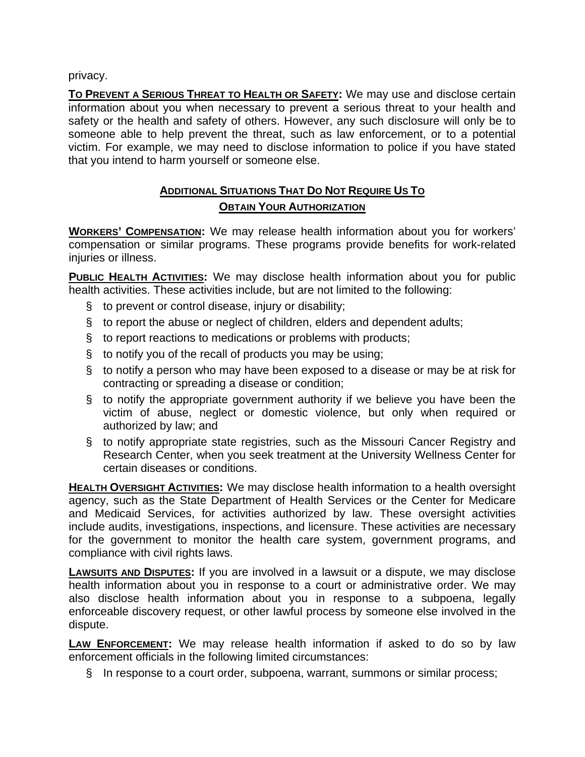privacy.

**<u>To Prevent a Serious Threat to Health or Safety</u>:** We may use and disclose certain information about you when necessary to prevent a serious threat to your health and safety or the health and safety of others. However, any such disclosure will only be to someone able to help prevent the threat, such as law enforcement, or to a potential victim. For example, we may need to disclose information to police if you have stated that you intend to harm yourself or someone else.

## <u>Additional Situations That Do Not Require Us To Obtain Your Authorization</u>

**<u>Workers' Compensation</u>:** We may release health information about you for workers' compensation or similar programs. These programs provide benefits for work-related injuries or illness.

**<u>Public Health Activities</u>:** We may disclose health information about you for public health activities. These activities include, but are not limited to the following:

- to prevent or control disease, injury or disability;
- to report the abuse or neglect of children, elders and dependent adults;
- to report reactions to medications or problems with products;
- to notify you of the recall of products you may be using;
- to notify a person who may have been exposed to a disease or may be at risk for contracting or spreading a disease or condition;
- to notify the appropriate government authority if we believe you have been the victim of abuse, neglect or domestic violence, but only when required or authorized by law; and
- to notify appropriate state registries, such as the Missouri Cancer Registry and Research Center, when you seek treatment at the University Wellness Center for certain diseases or conditions.

**<u>Health Oversight Activities</u>:** We may disclose health information to a health oversight agency, such as the State Department of Health Services or the Center for Medicare and Medicaid Services, for activities authorized by law. These oversight activities include audits, investigations, inspections, and licensure. These activities are necessary for the government to monitor the health care system, government programs, and compliance with civil rights laws.

**<u>Lawsuits and Disputes</u>:** If you are involved in a lawsuit or a dispute, we may disclose health information about you in response to a court or administrative order. We may also disclose health information about you in response to a subpoena, legally enforceable discovery request, or other lawful process by someone else involved in the dispute.

**<u>Law Enforcement</u>:** We may release health information if asked to do so by law enforcement officials in the following limited circumstances:

- In response to a court order, subpoena, warrant, summons or similar process;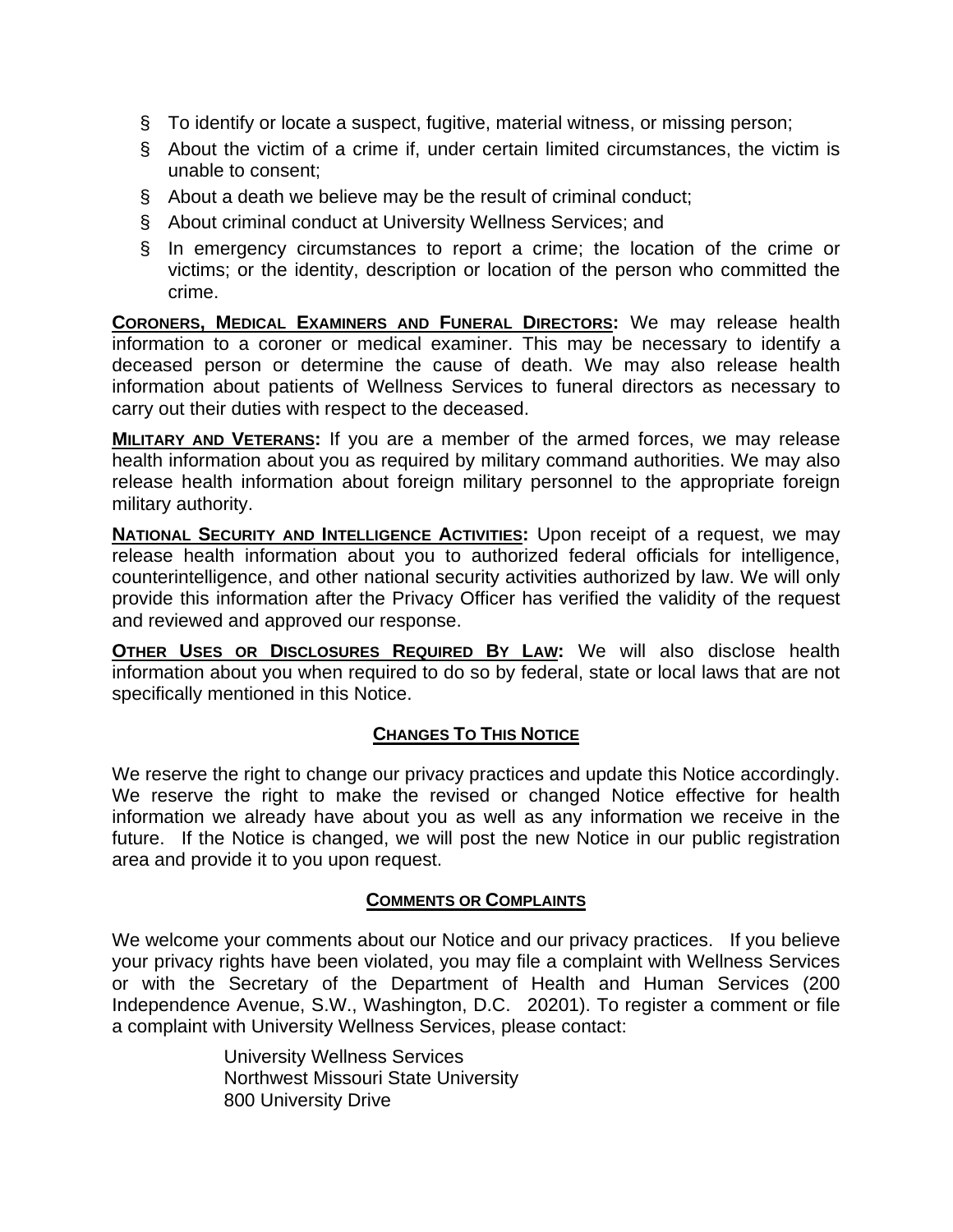- To identify or locate a suspect, fugitive, material witness, or missing person;
- About the victim of a crime if, under certain limited circumstances, the victim is unable to consent;
- About a death we believe may be the result of criminal conduct;
- About criminal conduct at University Wellness Services; and
- In emergency circumstances to report a crime; the location of the crime or victims; or the identity, description or location of the person who committed the crime.

**CORONERS, MEDICAL EXAMINERS AND FUNERAL DIRECTORS:** We may release health information to a coroner or medical examiner. This may be necessary to identify a deceased person or determine the cause of death. We may also release health information about patients of Wellness Services to funeral directors as necessary to carry out their duties with respect to the deceased.

**MILITARY AND VETERANS:** If you are a member of the armed forces, we may release health information about you as required by military command authorities. We may also release health information about foreign military personnel to the appropriate foreign military authority.

**NATIONAL SECURITY AND INTELLIGENCE ACTIVITIES:** Upon receipt of a request, we may release health information about you to authorized federal officials for intelligence, counterintelligence, and other national security activities authorized by law. We will only provide this information after the Privacy Officer has verified the validity of the request and reviewed and approved our response.

**OTHER USES OR DISCLOSURES REQUIRED BY LAW:** We will also disclose health information about you when required to do so by federal, state or local laws that are not specifically mentioned in this Notice.

## CHANGES TO THIS NOTICE

We reserve the right to change our privacy practices and update this Notice accordingly. We reserve the right to make the revised or changed Notice effective for health information we already have about you as well as any information we receive in the future. If the Notice is changed, we will post the new Notice in our public registration area and provide it to you upon request.

## COMMENTS OR COMPLAINTS

We welcome your comments about our Notice and our privacy practices. If you believe your privacy rights have been violated, you may file a complaint with Wellness Services or with the Secretary of the Department of Health and Human Services (200 Independence Avenue, S.W., Washington, D.C. 20201). To register a comment or file a complaint with University Wellness Services, please contact:

University Wellness Services
Northwest Missouri State University
800 University Drive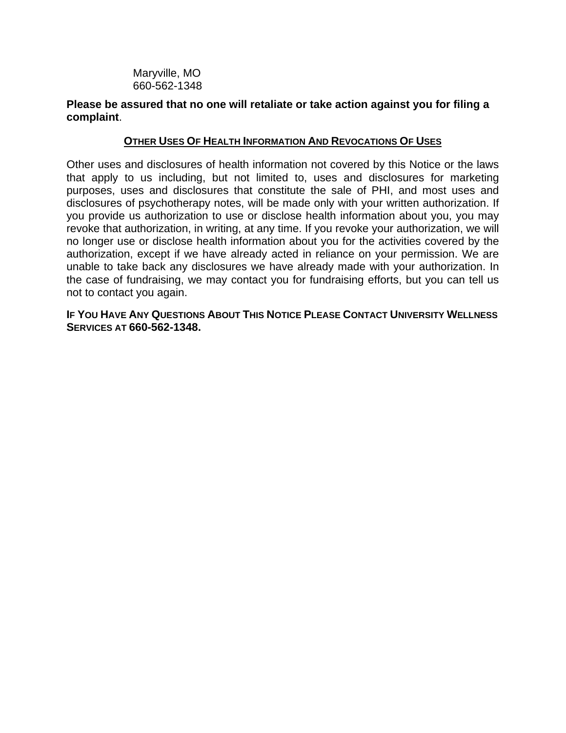Maryville, MO
660-562-1348

**Please be assured that no one will retaliate or take action against you for filing a complaint**.

## OTHER USES OF HEALTH INFORMATION AND REVOCATIONS OF USES

Other uses and disclosures of health information not covered by this Notice or the laws that apply to us including, but not limited to, uses and disclosures for marketing purposes, uses and disclosures that constitute the sale of PHI, and most uses and disclosures of psychotherapy notes, will be made only with your written authorization. If you provide us authorization to use or disclose health information about you, you may revoke that authorization, in writing, at any time. If you revoke your authorization, we will no longer use or disclose health information about you for the activities covered by the authorization, except if we have already acted in reliance on your permission. We are unable to take back any disclosures we have already made with your authorization. In the case of fundraising, we may contact you for fundraising efforts, but you can tell us not to contact you again.

**IF YOU HAVE ANY QUESTIONS ABOUT THIS NOTICE PLEASE CONTACT UNIVERSITY WELLNESS SERVICES AT 660-562-1348.**